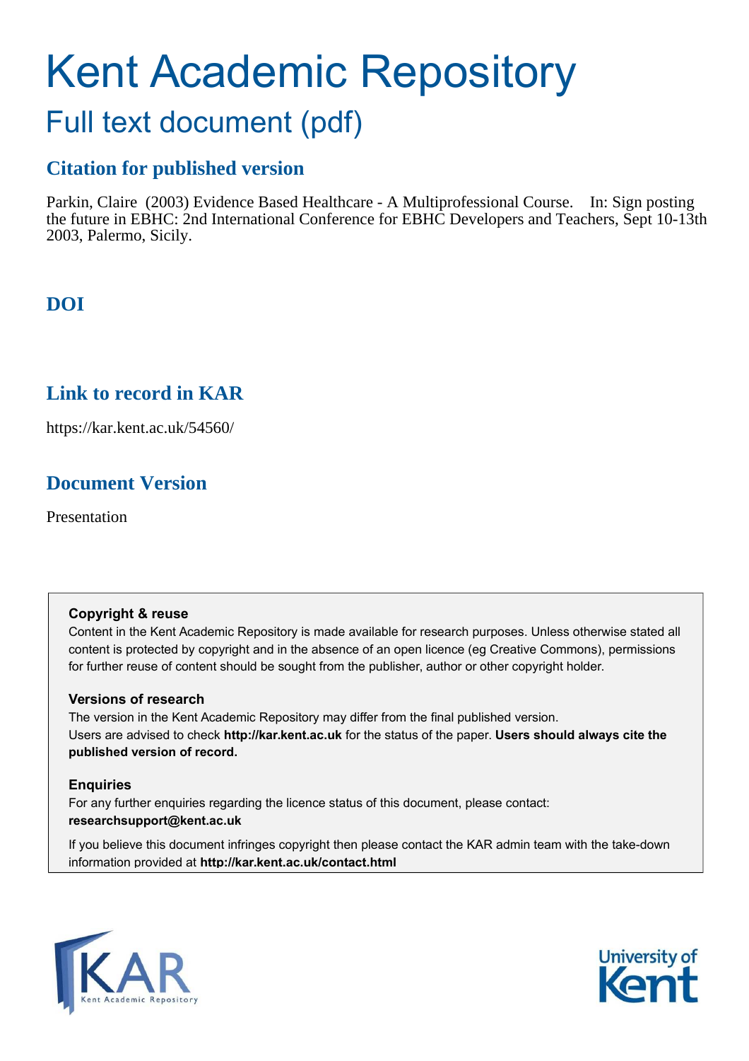# Kent Academic Repository

## Full text document (pdf)

### Citation for published version

Parkin, Claire (2003) Evidence Based Healthcare - A Multiprofessional Course. In: Sign posting the future in EBHC: 2nd International Conference for EBHC Developers and Teachers, Sept 10-13th 2003, Palermo, Sicily.

### DOI

### Link to record in KAR

https://kar.kent.ac.uk/54560/

### Document Version

Presentation

**Copyright & reuse**

Content in the Kent Academic Repository is made available for research purposes. Unless otherwise stated all content is protected by copyright and in the absence of an open licence (eg Creative Commons), permissions for further reuse of content should be sought from the publisher, author or other copyright holder.

**Versions of research**

The version in the Kent Academic Repository may differ from the final published version. Users are advised to check **http://kar.kent.ac.uk** for the status of the paper. **Users should always cite the published version of record.**

**Enquiries**

For any further enquiries regarding the licence status of this document, please contact: **researchsupport@kent.ac.uk**

If you believe this document infringes copyright then please contact the KAR admin team with the take-down information provided at **http://kar.kent.ac.uk/contact.html**

KAR Kent Academic Repository

University of Kent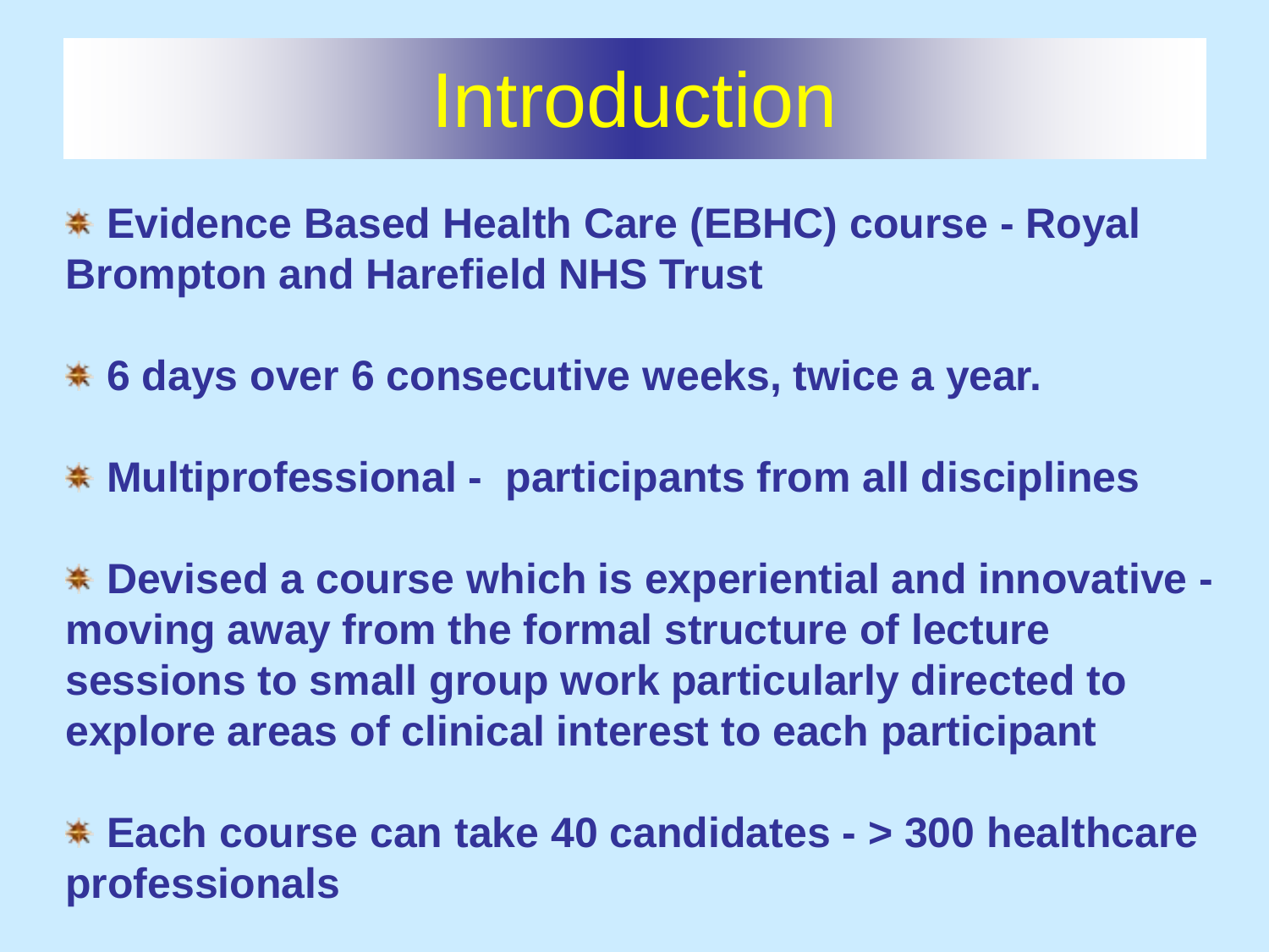# Introduction

- **Evidence Based Health Care (EBHC) course - Royal Brompton and Harefield NHS Trust**

- **6 days over 6 consecutive weeks, twice a year.**

- **Multiprofessional - participants from all disciplines**

- **Devised a course which is experiential and innovative - moving away from the formal structure of lecture sessions to small group work particularly directed to explore areas of clinical interest to each participant**

- **Each course can take 40 candidates - > 300 healthcare professionals**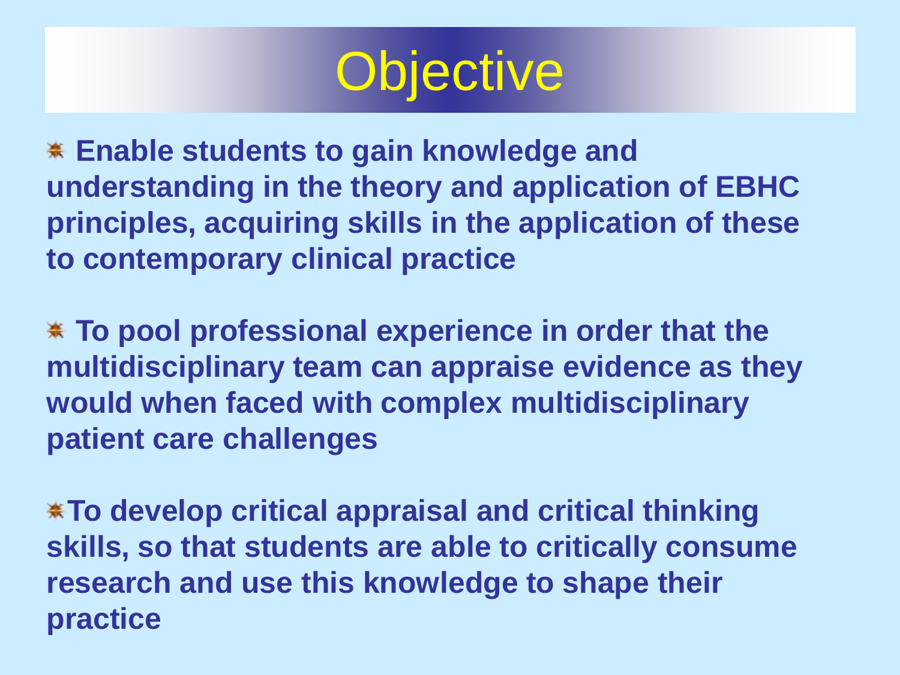# Objective

- **Enable students to gain knowledge and understanding in the theory and application of EBHC principles, acquiring skills in the application of these to contemporary clinical practice**

- **To pool professional experience in order that the multidisciplinary team can appraise evidence as they would when faced with complex multidisciplinary patient care challenges**

- **To develop critical appraisal and critical thinking skills, so that students are able to critically consume research and use this knowledge to shape their practice**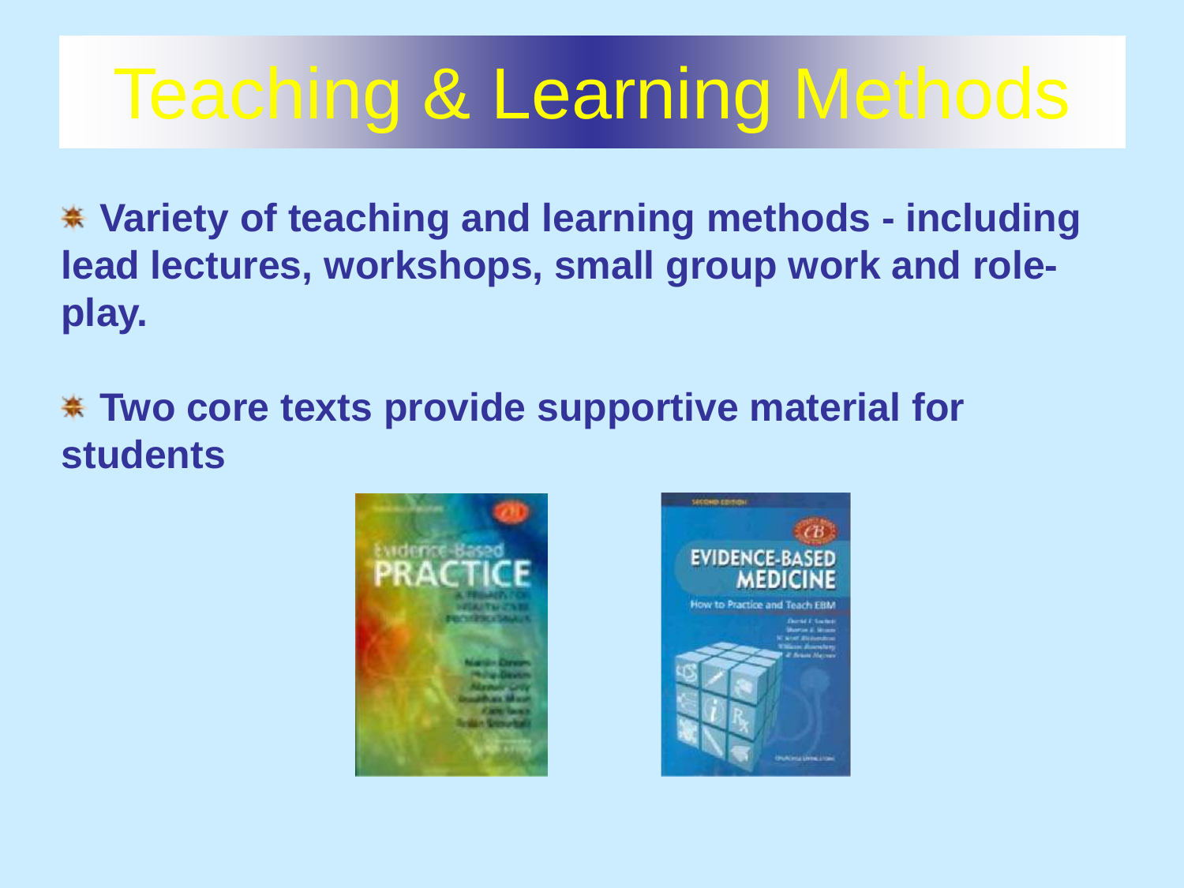# Teaching & Learning Methods

- **Variety of teaching and learning methods - including lead lectures, workshops, small group work and role-play.**

- **Two core texts provide supportive material for students**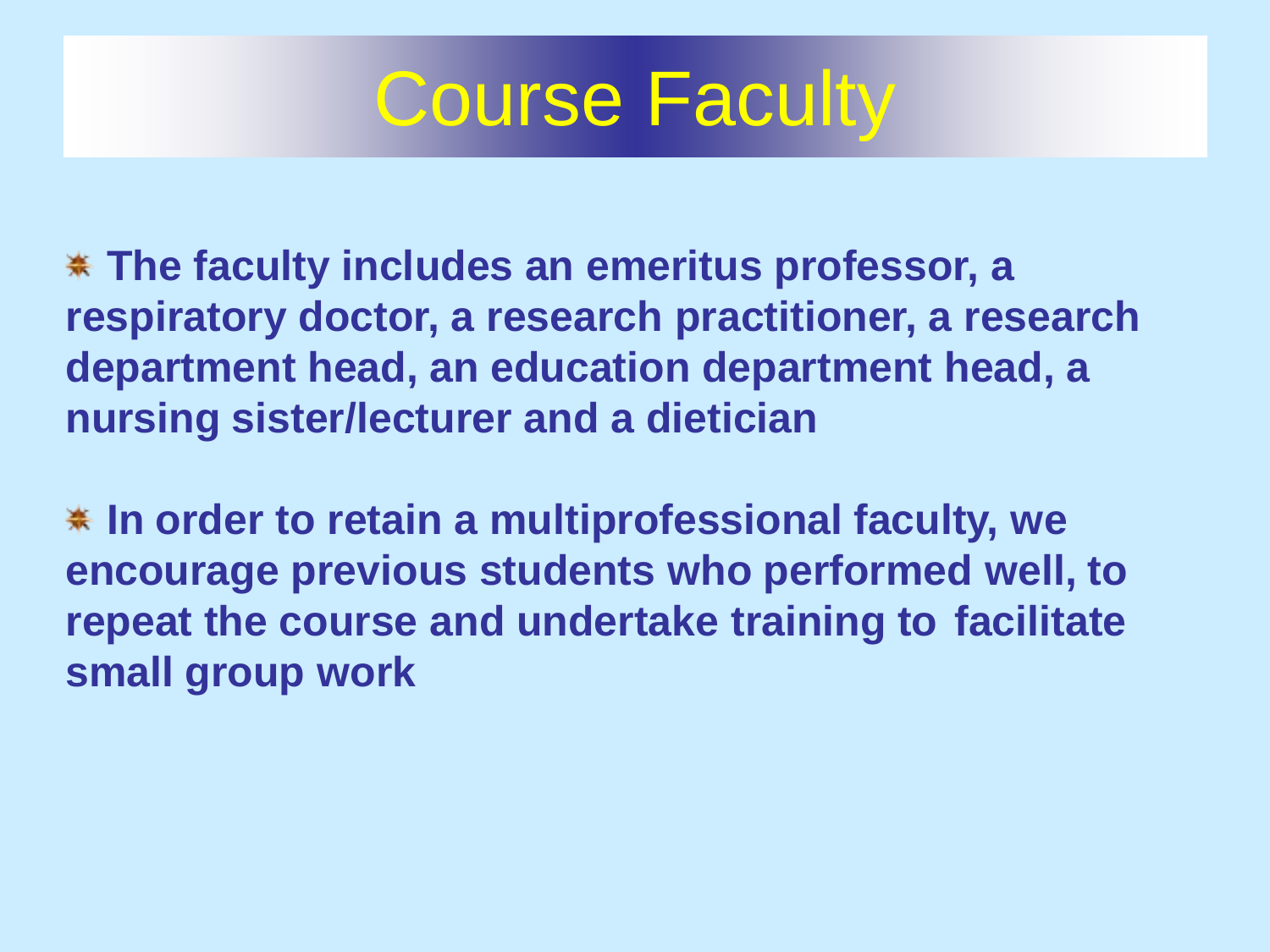# Course Faculty

- **The faculty includes an emeritus professor, a respiratory doctor, a research practitioner, a research department head, an education department head, a nursing sister/lecturer and a dietician**

- **In order to retain a multiprofessional faculty, we encourage previous students who performed well, to repeat the course and undertake training to facilitate small group work**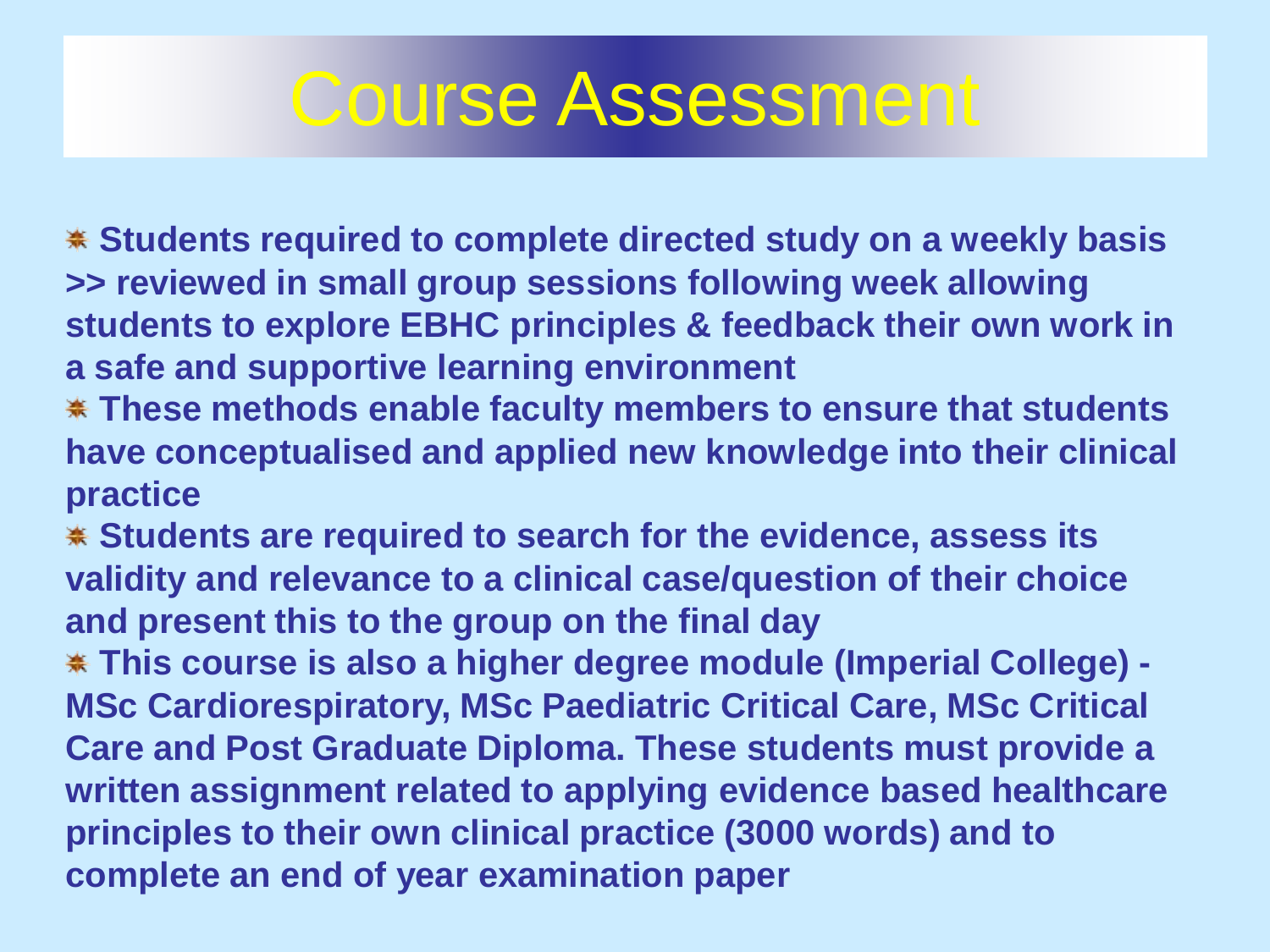# Course Assessment

- **Students required to complete directed study on a weekly basis >> reviewed in small group sessions following week allowing students to explore EBHC principles & feedback their own work in a safe and supportive learning environment**
- **These methods enable faculty members to ensure that students have conceptualised and applied new knowledge into their clinical practice**
- **Students are required to search for the evidence, assess its validity and relevance to a clinical case/question of their choice and present this to the group on the final day**
- **This course is also a higher degree module (Imperial College) - MSc Cardiorespiratory, MSc Paediatric Critical Care, MSc Critical Care and Post Graduate Diploma. These students must provide a written assignment related to applying evidence based healthcare principles to their own clinical practice (3000 words) and to complete an end of year examination paper**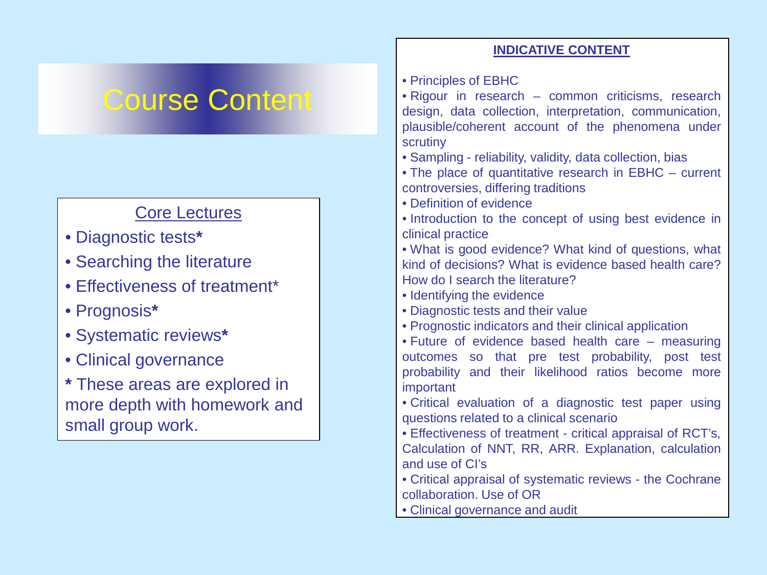# Course Content

## Core Lectures

- Diagnostic tests*
- Searching the literature
- Effectiveness of treatment*
- Prognosis*
- Systematic reviews*
- Clinical governance

* These areas are explored in more depth with homework and small group work.

## INDICATIVE CONTENT

- Principles of EBHC
- Rigour in research – common criticisms, research design, data collection, interpretation, communication, plausible/coherent account of the phenomena under scrutiny
- Sampling - reliability, validity, data collection, bias
- The place of quantitative research in EBHC – current controversies, differing traditions
- Definition of evidence
- Introduction to the concept of using best evidence in clinical practice
- What is good evidence? What kind of questions, what kind of decisions? What is evidence based health care? How do I search the literature?
- Identifying the evidence
- Diagnostic tests and their value
- Prognostic indicators and their clinical application
- Future of evidence based health care – measuring outcomes so that pre test probability, post test probability and their likelihood ratios become more important
- Critical evaluation of a diagnostic test paper using questions related to a clinical scenario
- Effectiveness of treatment - critical appraisal of RCT's, Calculation of NNT, RR, ARR. Explanation, calculation and use of CI's
- Critical appraisal of systematic reviews - the Cochrane collaboration. Use of OR
- Clinical governance and audit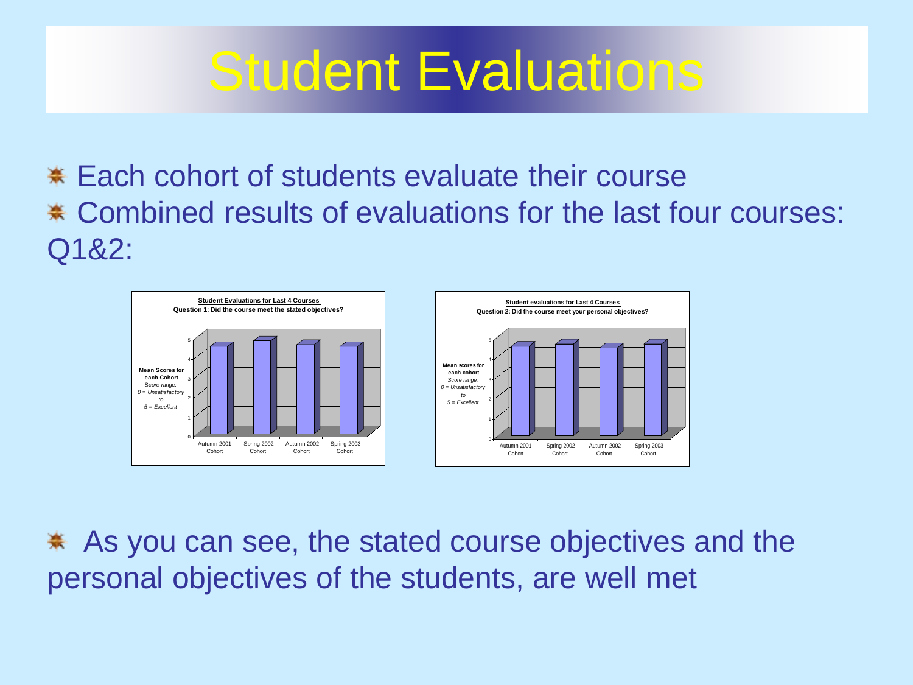# Student Evaluations

- Each cohort of students evaluate their course
- Combined results of evaluations for the last four courses: Q1&2:

**Student Evaluations for Last 4 Courses**
**Question 1: Did the course meet the stated objectives?**

**Mean Scores for each Cohort**
*Score range:*
*0 = Unsatisfactory*
*to*
*5 = Excellent*

0
1
2
3
4
5

Autumn 2001 Cohort
Spring 2002 Cohort
Autumn 2002 Cohort
Spring 2003 Cohort

**Student evaluations for Last 4 Courses**
**Question 2: Did the course meet your personal objectives?**

**Mean scores for each cohort**
*Score range:*
*0 = Unsatisfactory*
*to*
*5 = Excellent*

0
1
2
3
4
5

Autumn 2001 Cohort
Spring 2002 Cohort
Autumn 2002 Cohort
Spring 2003 Cohort

- As you can see, the stated course objectives and the personal objectives of the students, are well met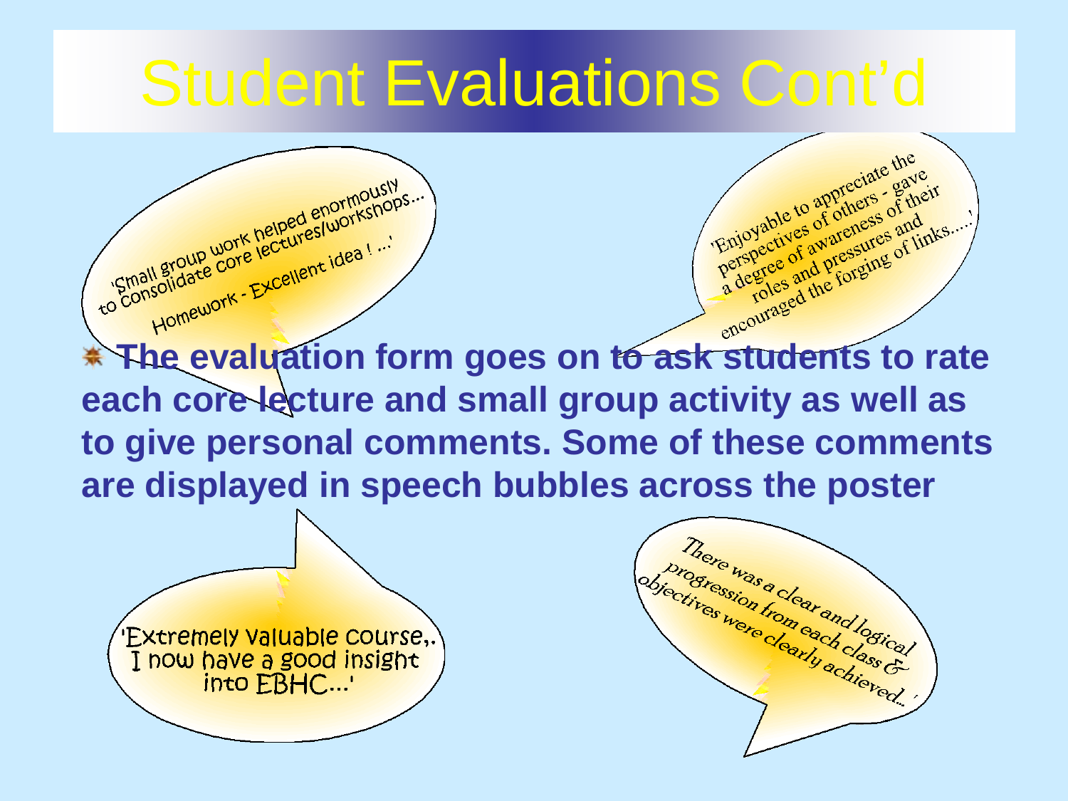# Student Evaluations Cont'd

'Small group work helped enormously to consolidate core lectures/workshops... Homework - Excellent idea ! ...'

'Enjoyable to appreciate the perspectives of others - gave a degree of awareness of their roles and pressures and encouraged the forging of links.....'

- **The evaluation form goes on to ask students to rate each core lecture and small group activity as well as to give personal comments. Some of these comments are displayed in speech bubbles across the poster**

'Extremely valuable course,. I now have a good insight into EBHC...'

'There was a clear and logical progression from each class & objectives were clearly achieved.. '